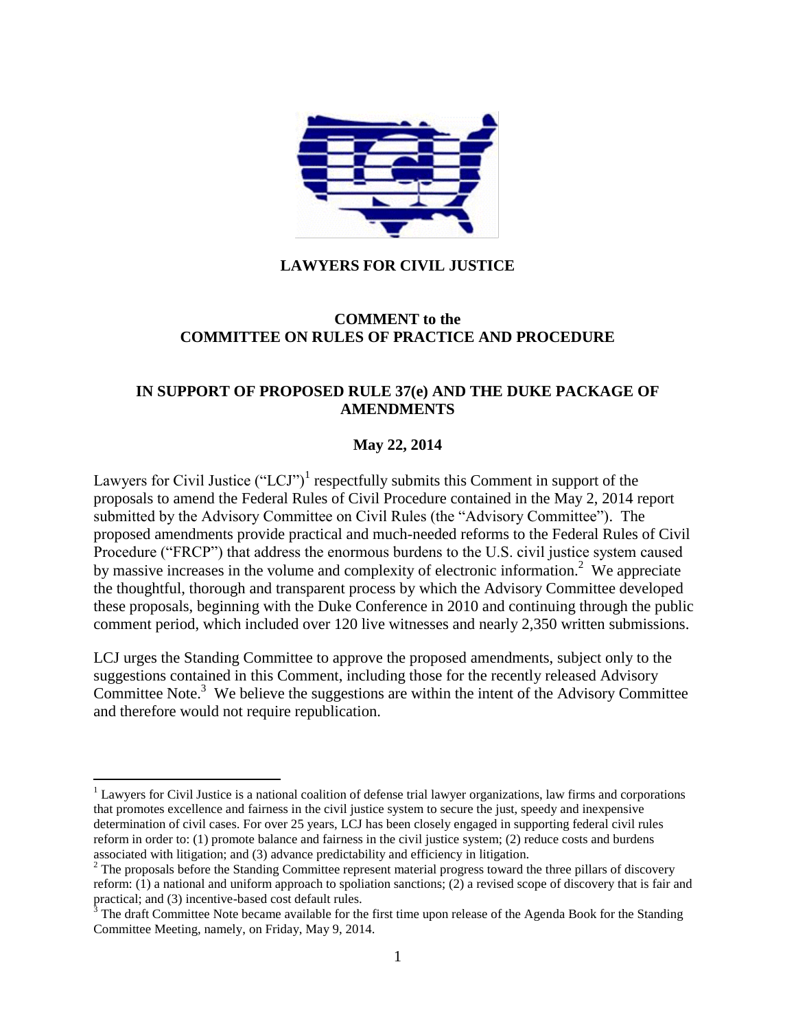**LAWYERS FOR CIVIL JUSTICE**

**COMMENT to the**
**COMMITTEE ON RULES OF PRACTICE AND PROCEDURE**

**IN SUPPORT OF PROPOSED RULE 37(e) AND THE DUKE PACKAGE OF AMENDMENTS**

**May 22, 2014**

Lawyers for Civil Justice ("LCJ")[1] respectfully submits this Comment in support of the proposals to amend the Federal Rules of Civil Procedure contained in the May 2, 2014 report submitted by the Advisory Committee on Civil Rules (the "Advisory Committee"). The proposed amendments provide practical and much-needed reforms to the Federal Rules of Civil Procedure ("FRCP") that address the enormous burdens to the U.S. civil justice system caused by massive increases in the volume and complexity of electronic information.[2] We appreciate the thoughtful, thorough and transparent process by which the Advisory Committee developed these proposals, beginning with the Duke Conference in 2010 and continuing through the public comment period, which included over 120 live witnesses and nearly 2,350 written submissions.

LCJ urges the Standing Committee to approve the proposed amendments, subject only to the suggestions contained in this Comment, including those for the recently released Advisory Committee Note.[3] We believe the suggestions are within the intent of the Advisory Committee and therefore would not require republication.

---

[1] Lawyers for Civil Justice is a national coalition of defense trial lawyer organizations, law firms and corporations that promotes excellence and fairness in the civil justice system to secure the just, speedy and inexpensive determination of civil cases. For over 25 years, LCJ has been closely engaged in supporting federal civil rules reform in order to: (1) promote balance and fairness in the civil justice system; (2) reduce costs and burdens associated with litigation; and (3) advance predictability and efficiency in litigation.

[2] The proposals before the Standing Committee represent material progress toward the three pillars of discovery reform: (1) a national and uniform approach to spoliation sanctions; (2) a revised scope of discovery that is fair and practical; and (3) incentive-based cost default rules.

[3] The draft Committee Note became available for the first time upon release of the Agenda Book for the Standing Committee Meeting, namely, on Friday, May 9, 2014.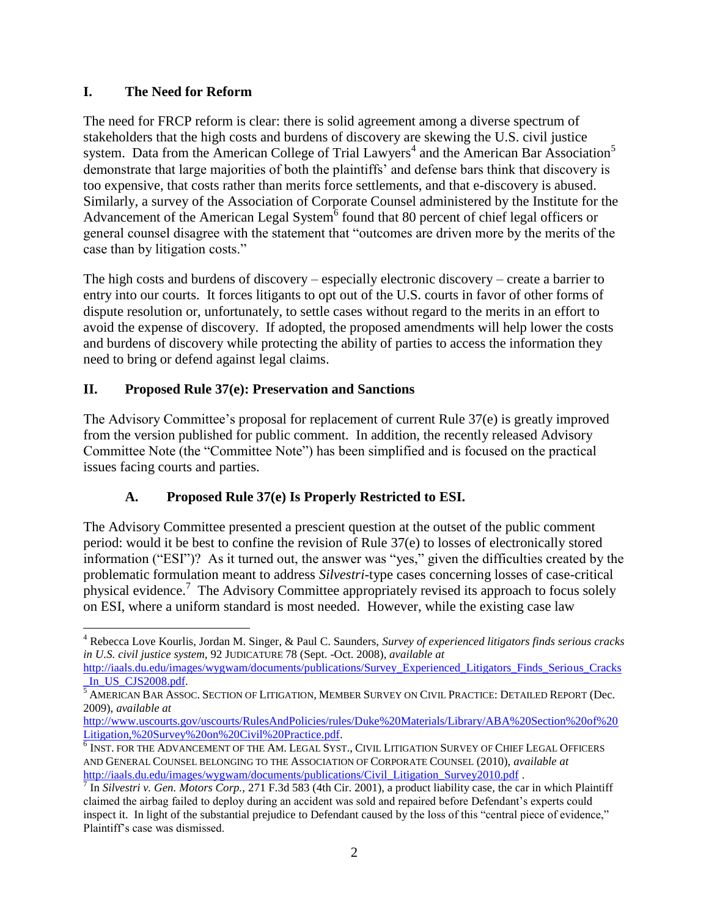## I. The Need for Reform

The need for FRCP reform is clear: there is solid agreement among a diverse spectrum of stakeholders that the high costs and burdens of discovery are skewing the U.S. civil justice system. Data from the American College of Trial Lawyers[4] and the American Bar Association[5] demonstrate that large majorities of both the plaintiffs' and defense bars think that discovery is too expensive, that costs rather than merits force settlements, and that e-discovery is abused. Similarly, a survey of the Association of Corporate Counsel administered by the Institute for the Advancement of the American Legal System[6] found that 80 percent of chief legal officers or general counsel disagree with the statement that "outcomes are driven more by the merits of the case than by litigation costs."

The high costs and burdens of discovery – especially electronic discovery – create a barrier to entry into our courts. It forces litigants to opt out of the U.S. courts in favor of other forms of dispute resolution or, unfortunately, to settle cases without regard to the merits in an effort to avoid the expense of discovery. If adopted, the proposed amendments will help lower the costs and burdens of discovery while protecting the ability of parties to access the information they need to bring or defend against legal claims.

## II. Proposed Rule 37(e): Preservation and Sanctions

The Advisory Committee's proposal for replacement of current Rule 37(e) is greatly improved from the version published for public comment. In addition, the recently released Advisory Committee Note (the "Committee Note") has been simplified and is focused on the practical issues facing courts and parties.

### A. Proposed Rule 37(e) Is Properly Restricted to ESI.

The Advisory Committee presented a prescient question at the outset of the public comment period: would it be best to confine the revision of Rule 37(e) to losses of electronically stored information ("ESI")? As it turned out, the answer was "yes," given the difficulties created by the problematic formulation meant to address *Silvestri*-type cases concerning losses of case-critical physical evidence.[7] The Advisory Committee appropriately revised its approach to focus solely on ESI, where a uniform standard is most needed. However, while the existing case law

---

[4] Rebecca Love Kourlis, Jordan M. Singer, & Paul C. Saunders, *Survey of experienced litigators finds serious cracks in U.S. civil justice system*, 92 JUDICATURE 78 (Sept. -Oct. 2008), *available at* http://iaals.du.edu/images/wygwam/documents/publications/Survey_Experienced_Litigators_Finds_Serious_Cracks_In_US_CJS2008.pdf.

[5] AMERICAN BAR ASSOC. SECTION OF LITIGATION, MEMBER SURVEY ON CIVIL PRACTICE: DETAILED REPORT (Dec. 2009), *available at* http://www.uscourts.gov/uscourts/RulesAndPolicies/rules/Duke%20Materials/Library/ABA%20Section%20of%20Litigation,%20Survey%20on%20Civil%20Practice.pdf.

[6] INST. FOR THE ADVANCEMENT OF THE AM. LEGAL SYST., CIVIL LITIGATION SURVEY OF CHIEF LEGAL OFFICERS AND GENERAL COUNSEL BELONGING TO THE ASSOCIATION OF CORPORATE COUNSEL (2010), *available at* http://iaals.du.edu/images/wygwam/documents/publications/Civil_Litigation_Survey2010.pdf .

[7] In *Silvestri v. Gen. Motors Corp.*, 271 F.3d 583 (4th Cir. 2001), a product liability case, the car in which Plaintiff claimed the airbag failed to deploy during an accident was sold and repaired before Defendant's experts could inspect it. In light of the substantial prejudice to Defendant caused by the loss of this "central piece of evidence," Plaintiff's case was dismissed.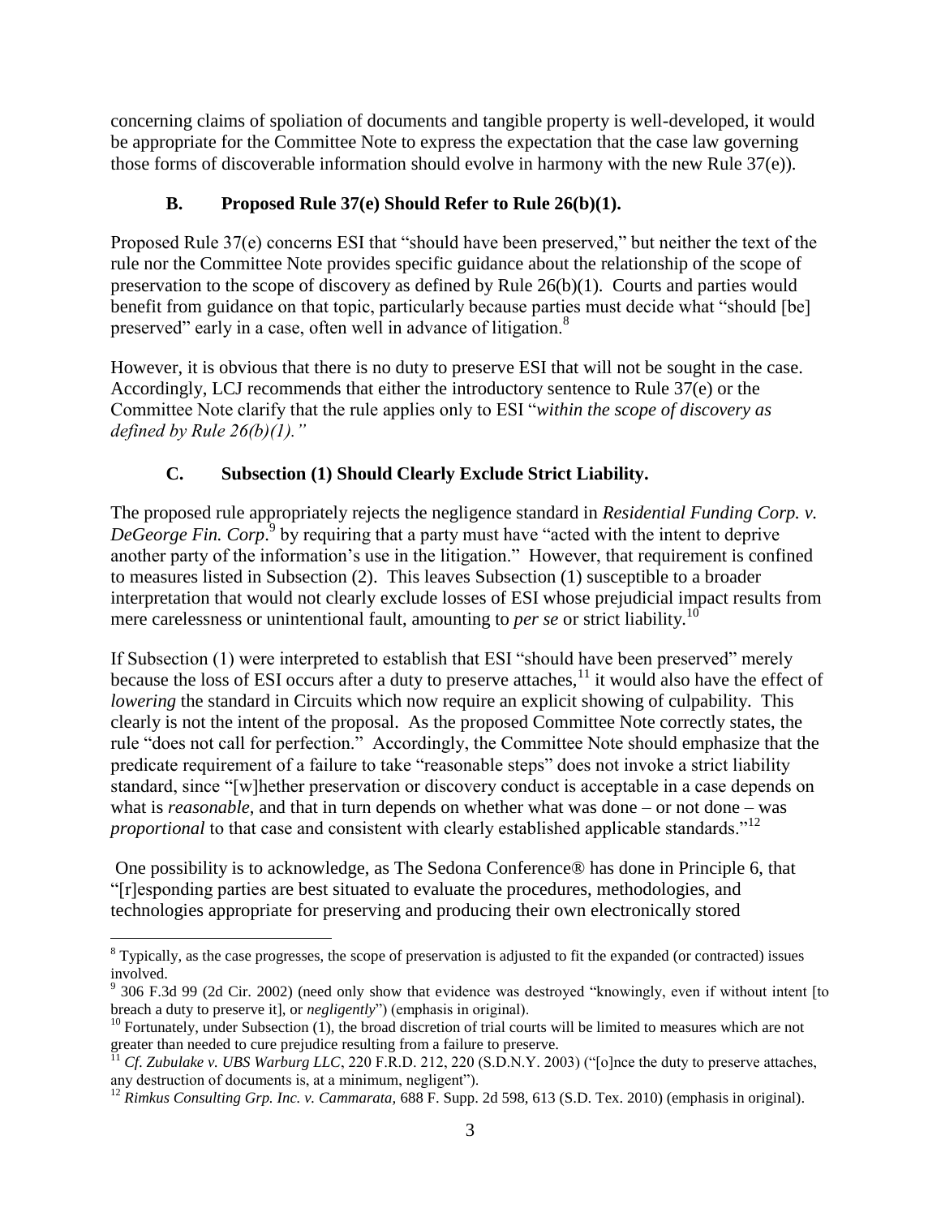concerning claims of spoliation of documents and tangible property is well-developed, it would be appropriate for the Committee Note to express the expectation that the case law governing those forms of discoverable information should evolve in harmony with the new Rule 37(e)).

### B. Proposed Rule 37(e) Should Refer to Rule 26(b)(1).

Proposed Rule 37(e) concerns ESI that "should have been preserved," but neither the text of the rule nor the Committee Note provides specific guidance about the relationship of the scope of preservation to the scope of discovery as defined by Rule 26(b)(1). Courts and parties would benefit from guidance on that topic, particularly because parties must decide what "should [be] preserved" early in a case, often well in advance of litigation.[8]

However, it is obvious that there is no duty to preserve ESI that will not be sought in the case. Accordingly, LCJ recommends that either the introductory sentence to Rule 37(e) or the Committee Note clarify that the rule applies only to ESI "*within the scope of discovery as defined by Rule 26(b)(1).*"

### C. Subsection (1) Should Clearly Exclude Strict Liability.

The proposed rule appropriately rejects the negligence standard in *Residential Funding Corp. v. DeGeorge Fin. Corp*.[9] by requiring that a party must have "acted with the intent to deprive another party of the information's use in the litigation." However, that requirement is confined to measures listed in Subsection (2). This leaves Subsection (1) susceptible to a broader interpretation that would not clearly exclude losses of ESI whose prejudicial impact results from mere carelessness or unintentional fault, amounting to *per se* or strict liability.[10]

If Subsection (1) were interpreted to establish that ESI "should have been preserved" merely because the loss of ESI occurs after a duty to preserve attaches,[11] it would also have the effect of *lowering* the standard in Circuits which now require an explicit showing of culpability. This clearly is not the intent of the proposal. As the proposed Committee Note correctly states, the rule "does not call for perfection." Accordingly, the Committee Note should emphasize that the predicate requirement of a failure to take "reasonable steps" does not invoke a strict liability standard, since "[w]hether preservation or discovery conduct is acceptable in a case depends on what is *reasonable*, and that in turn depends on whether what was done – or not done – was *proportional* to that case and consistent with clearly established applicable standards."[12]

One possibility is to acknowledge, as The Sedona Conference® has done in Principle 6, that "[r]esponding parties are best situated to evaluate the procedures, methodologies, and technologies appropriate for preserving and producing their own electronically stored

---

[8] Typically, as the case progresses, the scope of preservation is adjusted to fit the expanded (or contracted) issues involved.

[9] 306 F.3d 99 (2d Cir. 2002) (need only show that evidence was destroyed "knowingly, even if without intent [to breach a duty to preserve it], or *negligently*") (emphasis in original).

[10] Fortunately, under Subsection (1), the broad discretion of trial courts will be limited to measures which are not greater than needed to cure prejudice resulting from a failure to preserve.

[11] *Cf. Zubulake v. UBS Warburg LLC*, 220 F.R.D. 212, 220 (S.D.N.Y. 2003) ("[o]nce the duty to preserve attaches, any destruction of documents is, at a minimum, negligent").

[12] *Rimkus Consulting Grp. Inc. v. Cammarata*, 688 F. Supp. 2d 598, 613 (S.D. Tex. 2010) (emphasis in original).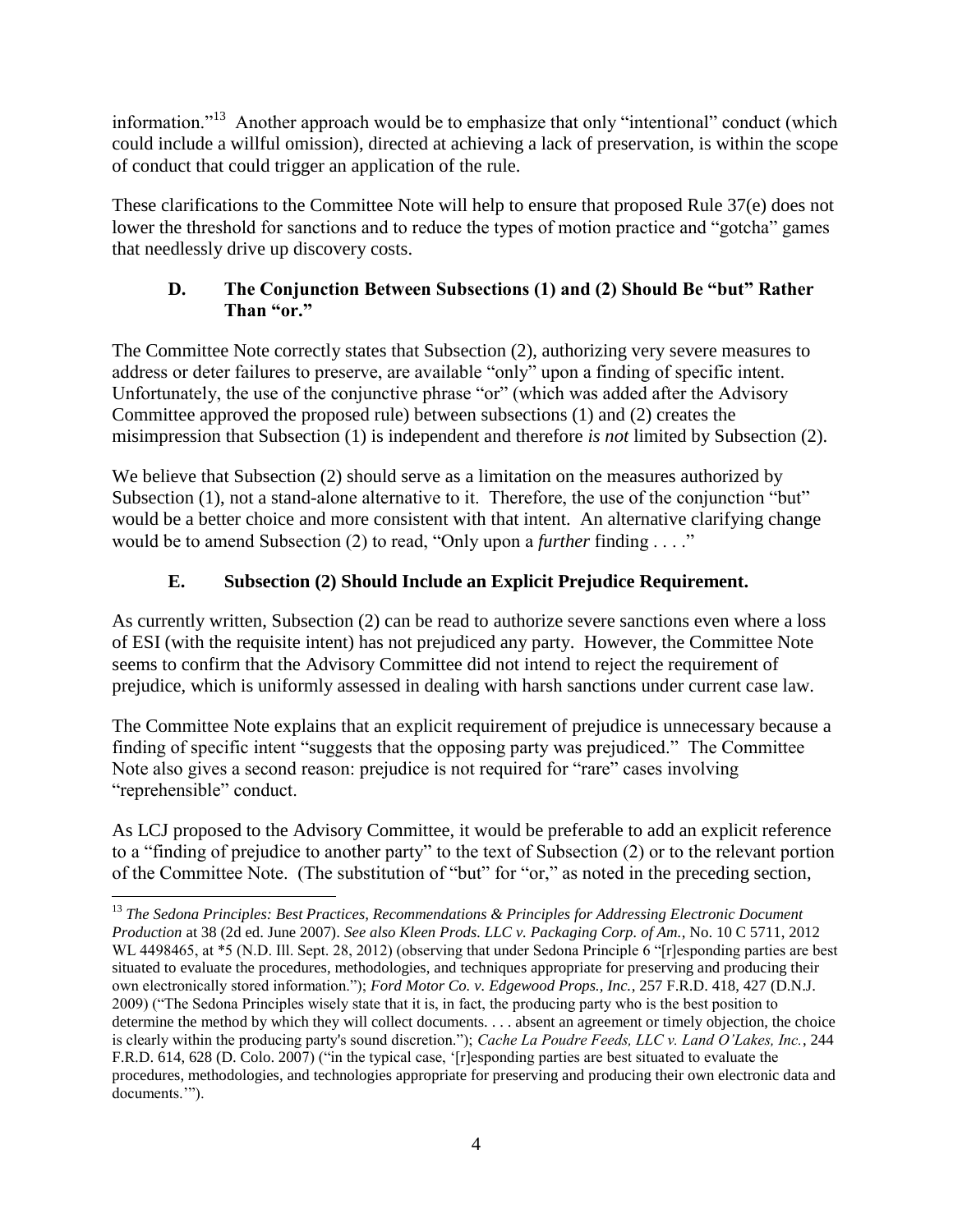information."[13] Another approach would be to emphasize that only "intentional" conduct (which could include a willful omission), directed at achieving a lack of preservation, is within the scope of conduct that could trigger an application of the rule.

These clarifications to the Committee Note will help to ensure that proposed Rule 37(e) does not lower the threshold for sanctions and to reduce the types of motion practice and "gotcha" games that needlessly drive up discovery costs.

### D. The Conjunction Between Subsections (1) and (2) Should Be "but" Rather Than "or."

The Committee Note correctly states that Subsection (2), authorizing very severe measures to address or deter failures to preserve, are available "only" upon a finding of specific intent. Unfortunately, the use of the conjunctive phrase "or" (which was added after the Advisory Committee approved the proposed rule) between subsections (1) and (2) creates the misimpression that Subsection (1) is independent and therefore *is not* limited by Subsection (2).

We believe that Subsection (2) should serve as a limitation on the measures authorized by Subsection (1), not a stand-alone alternative to it. Therefore, the use of the conjunction "but" would be a better choice and more consistent with that intent. An alternative clarifying change would be to amend Subsection (2) to read, "Only upon a *further* finding . . . ."

### E. Subsection (2) Should Include an Explicit Prejudice Requirement.

As currently written, Subsection (2) can be read to authorize severe sanctions even where a loss of ESI (with the requisite intent) has not prejudiced any party. However, the Committee Note seems to confirm that the Advisory Committee did not intend to reject the requirement of prejudice, which is uniformly assessed in dealing with harsh sanctions under current case law.

The Committee Note explains that an explicit requirement of prejudice is unnecessary because a finding of specific intent "suggests that the opposing party was prejudiced." The Committee Note also gives a second reason: prejudice is not required for "rare" cases involving "reprehensible" conduct.

As LCJ proposed to the Advisory Committee, it would be preferable to add an explicit reference to a "finding of prejudice to another party" to the text of Subsection (2) or to the relevant portion of the Committee Note. (The substitution of "but" for "or," as noted in the preceding section,

---

[13] *The Sedona Principles: Best Practices, Recommendations & Principles for Addressing Electronic Document Production* at 38 (2d ed. June 2007). *See also Kleen Prods. LLC v. Packaging Corp. of Am.*, No. 10 C 5711, 2012 WL 4498465, at *5 (N.D. Ill. Sept. 28, 2012) (observing that under Sedona Principle 6 "[r]esponding parties are best situated to evaluate the procedures, methodologies, and techniques appropriate for preserving and producing their own electronically stored information."); *Ford Motor Co. v. Edgewood Props., Inc.*, 257 F.R.D. 418, 427 (D.N.J. 2009) ("The Sedona Principles wisely state that it is, in fact, the producing party who is the best position to determine the method by which they will collect documents. . . . absent an agreement or timely objection, the choice is clearly within the producing party's sound discretion."); *Cache La Poudre Feeds, LLC v. Land O'Lakes, Inc.*, 244 F.R.D. 614, 628 (D. Colo. 2007) ("in the typical case, '[r]esponding parties are best situated to evaluate the procedures, methodologies, and technologies appropriate for preserving and producing their own electronic data and documents.'").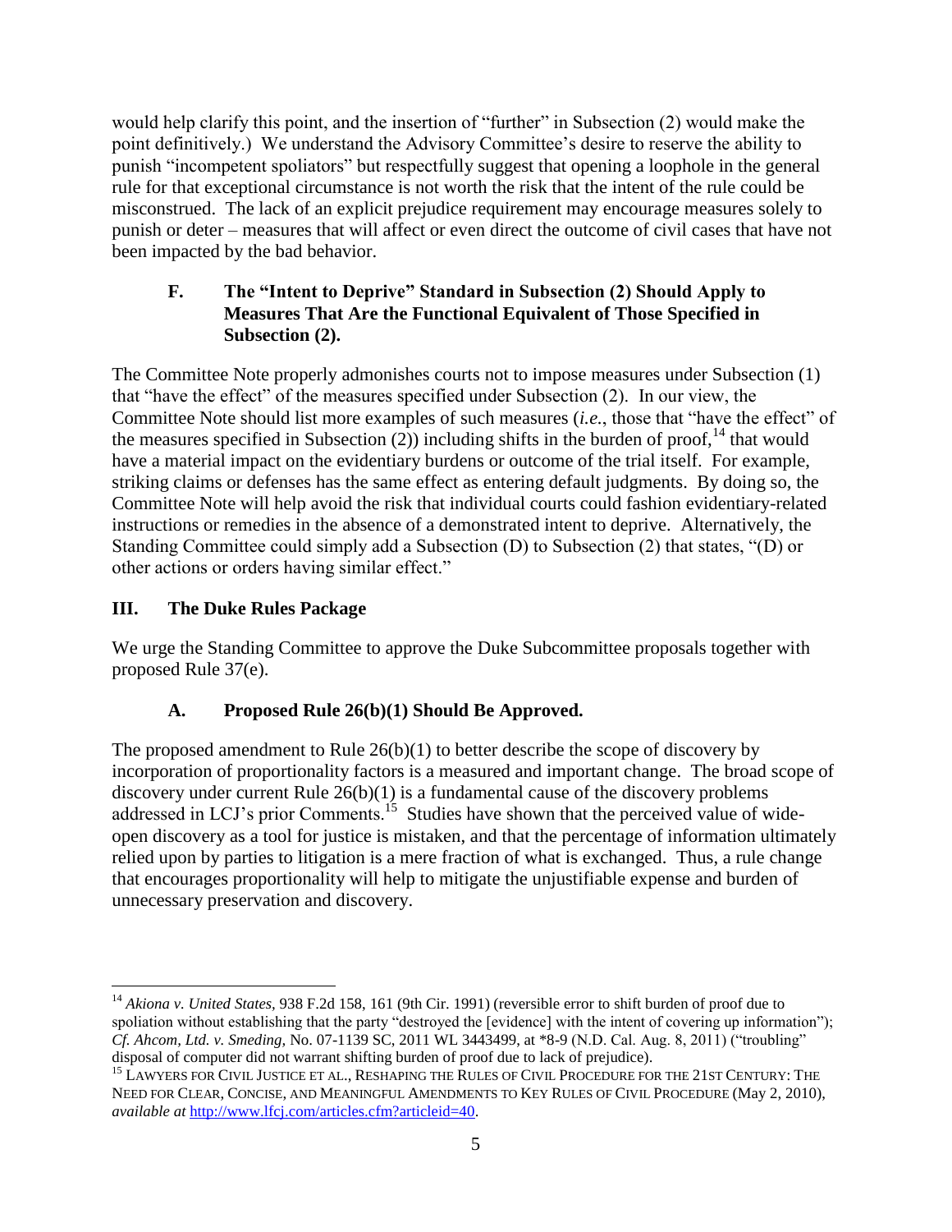would help clarify this point, and the insertion of "further" in Subsection (2) would make the point definitively.) We understand the Advisory Committee's desire to reserve the ability to punish "incompetent spoliators" but respectfully suggest that opening a loophole in the general rule for that exceptional circumstance is not worth the risk that the intent of the rule could be misconstrued. The lack of an explicit prejudice requirement may encourage measures solely to punish or deter – measures that will affect or even direct the outcome of civil cases that have not been impacted by the bad behavior.

### F. The "Intent to Deprive" Standard in Subsection (2) Should Apply to Measures That Are the Functional Equivalent of Those Specified in Subsection (2).

The Committee Note properly admonishes courts not to impose measures under Subsection (1) that "have the effect" of the measures specified under Subsection (2). In our view, the Committee Note should list more examples of such measures (*i.e.*, those that "have the effect" of the measures specified in Subsection (2)) including shifts in the burden of proof,[14] that would have a material impact on the evidentiary burdens or outcome of the trial itself. For example, striking claims or defenses has the same effect as entering default judgments. By doing so, the Committee Note will help avoid the risk that individual courts could fashion evidentiary-related instructions or remedies in the absence of a demonstrated intent to deprive. Alternatively, the Standing Committee could simply add a Subsection (D) to Subsection (2) that states, "(D) or other actions or orders having similar effect."

## III. The Duke Rules Package

We urge the Standing Committee to approve the Duke Subcommittee proposals together with proposed Rule 37(e).

### A. Proposed Rule 26(b)(1) Should Be Approved.

The proposed amendment to Rule 26(b)(1) to better describe the scope of discovery by incorporation of proportionality factors is a measured and important change. The broad scope of discovery under current Rule 26(b)(1) is a fundamental cause of the discovery problems addressed in LCJ's prior Comments.[15] Studies have shown that the perceived value of wide-open discovery as a tool for justice is mistaken, and that the percentage of information ultimately relied upon by parties to litigation is a mere fraction of what is exchanged. Thus, a rule change that encourages proportionality will help to mitigate the unjustifiable expense and burden of unnecessary preservation and discovery.

---

[14] *Akiona v. United States,* 938 F.2d 158, 161 (9th Cir. 1991) (reversible error to shift burden of proof due to spoliation without establishing that the party "destroyed the [evidence] with the intent of covering up information"); *Cf. Ahcom, Ltd. v. Smeding,* No. 07-1139 SC, 2011 WL 3443499, at *8-9 (N.D. Cal. Aug. 8, 2011) ("troubling" disposal of computer did not warrant shifting burden of proof due to lack of prejudice).

[15] LAWYERS FOR CIVIL JUSTICE ET AL., RESHAPING THE RULES OF CIVIL PROCEDURE FOR THE 21ST CENTURY: THE NEED FOR CLEAR, CONCISE, AND MEANINGFUL AMENDMENTS TO KEY RULES OF CIVIL PROCEDURE (May 2, 2010), *available at* http://www.lfcj.com/articles.cfm?articleid=40.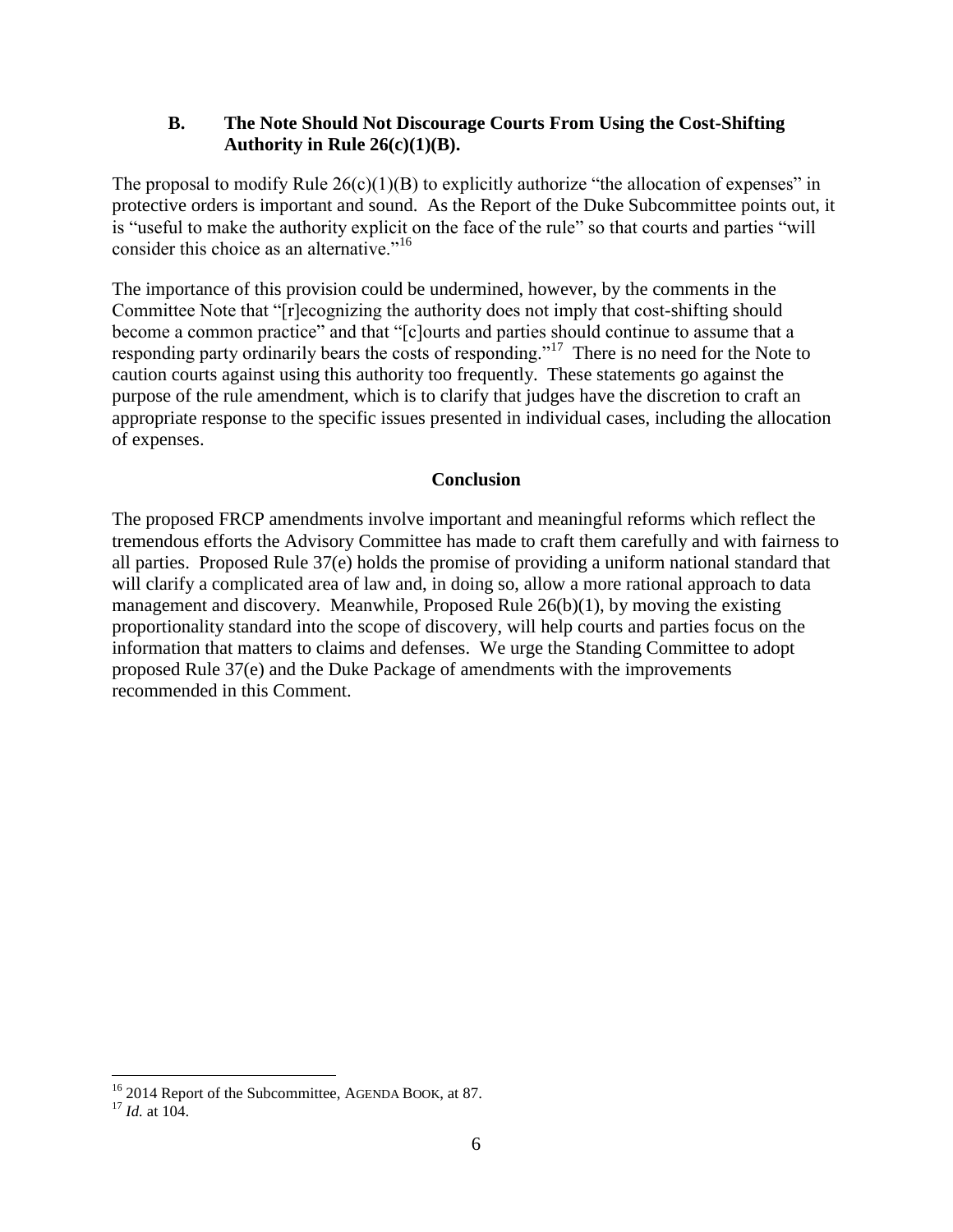### B. The Note Should Not Discourage Courts From Using the Cost-Shifting Authority in Rule 26(c)(1)(B).

The proposal to modify Rule 26(c)(1)(B) to explicitly authorize "the allocation of expenses" in protective orders is important and sound. As the Report of the Duke Subcommittee points out, it is "useful to make the authority explicit on the face of the rule" so that courts and parties "will consider this choice as an alternative."[16]

The importance of this provision could be undermined, however, by the comments in the Committee Note that "[r]ecognizing the authority does not imply that cost-shifting should become a common practice" and that "[c]ourts and parties should continue to assume that a responding party ordinarily bears the costs of responding."[17] There is no need for the Note to caution courts against using this authority too frequently. These statements go against the purpose of the rule amendment, which is to clarify that judges have the discretion to craft an appropriate response to the specific issues presented in individual cases, including the allocation of expenses.

## Conclusion

The proposed FRCP amendments involve important and meaningful reforms which reflect the tremendous efforts the Advisory Committee has made to craft them carefully and with fairness to all parties. Proposed Rule 37(e) holds the promise of providing a uniform national standard that will clarify a complicated area of law and, in doing so, allow a more rational approach to data management and discovery. Meanwhile, Proposed Rule 26(b)(1), by moving the existing proportionality standard into the scope of discovery, will help courts and parties focus on the information that matters to claims and defenses. We urge the Standing Committee to adopt proposed Rule 37(e) and the Duke Package of amendments with the improvements recommended in this Comment.

---

[16] 2014 Report of the Subcommittee, AGENDA BOOK, at 87.

[17] *Id.* at 104.